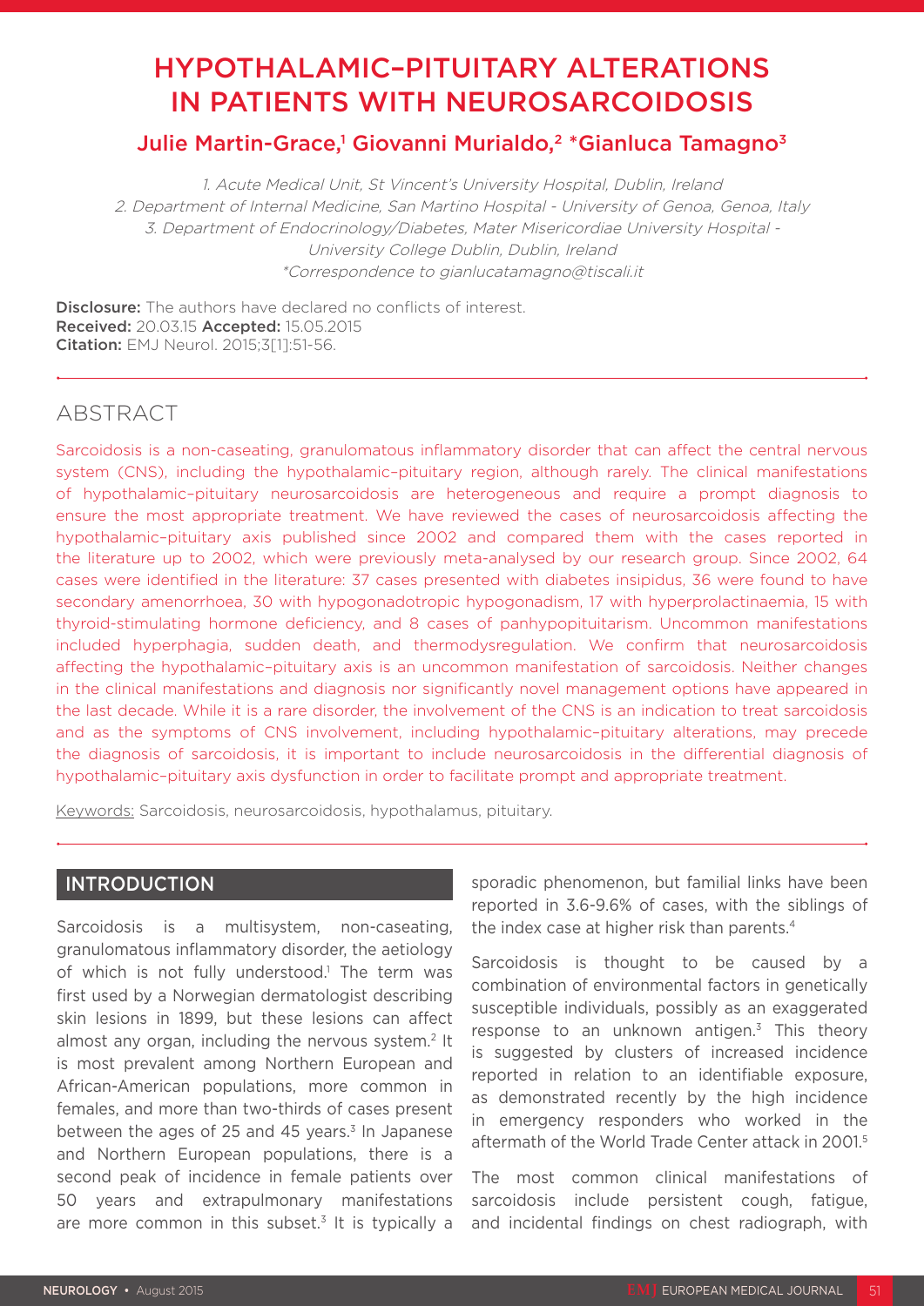# HYPOTHALAMIC–PITUITARY ALTERATIONS IN PATIENTS WITH NEUROSARCOIDOSIS

**Julie Martin-Grace,[1] Giovanni Murialdo,[2] *Gianluca Tamagno[3]**

*1. Acute Medical Unit, St Vincent's University Hospital, Dublin, Ireland*
*2. Department of Internal Medicine, San Martino Hospital - University of Genoa, Genoa, Italy*
*3. Department of Endocrinology/Diabetes, Mater Misericordiae University Hospital - University College Dublin, Dublin, Ireland*
*\*Correspondence to gianlucatamagno@tiscali.it*

**Disclosure:** The authors have declared no conflicts of interest.
**Received:** 20.03.15 **Accepted:** 15.05.2015
**Citation:** EMJ Neurol. 2015;3[1]:51-56.

## ABSTRACT

Sarcoidosis is a non-caseating, granulomatous inflammatory disorder that can affect the central nervous system (CNS), including the hypothalamic–pituitary region, although rarely. The clinical manifestations of hypothalamic–pituitary neurosarcoidosis are heterogeneous and require a prompt diagnosis to ensure the most appropriate treatment. We have reviewed the cases of neurosarcoidosis affecting the hypothalamic–pituitary axis published since 2002 and compared them with the cases reported in the literature up to 2002, which were previously meta-analysed by our research group. Since 2002, 64 cases were identified in the literature: 37 cases presented with diabetes insipidus, 36 were found to have secondary amenorrhoea, 30 with hypogonadotropic hypogonadism, 17 with hyperprolactinaemia, 15 with thyroid-stimulating hormone deficiency, and 8 cases of panhypopituitarism. Uncommon manifestations included hyperphagia, sudden death, and thermodysregulation. We confirm that neurosarcoidosis affecting the hypothalamic–pituitary axis is an uncommon manifestation of sarcoidosis. Neither changes in the clinical manifestations and diagnosis nor significantly novel management options have appeared in the last decade. While it is a rare disorder, the involvement of the CNS is an indication to treat sarcoidosis and as the symptoms of CNS involvement, including hypothalamic–pituitary alterations, may precede the diagnosis of sarcoidosis, it is important to include neurosarcoidosis in the differential diagnosis of hypothalamic–pituitary axis dysfunction in order to facilitate prompt and appropriate treatment.

Keywords: Sarcoidosis, neurosarcoidosis, hypothalamus, pituitary.

## INTRODUCTION

Sarcoidosis is a multisystem, non-caseating, granulomatous inflammatory disorder, the aetiology of which is not fully understood.[1] The term was first used by a Norwegian dermatologist describing skin lesions in 1899, but these lesions can affect almost any organ, including the nervous system.[2] It is most prevalent among Northern European and African-American populations, more common in females, and more than two-thirds of cases present between the ages of 25 and 45 years.[3] In Japanese and Northern European populations, there is a second peak of incidence in female patients over 50 years and extrapulmonary manifestations are more common in this subset.[3] It is typically a sporadic phenomenon, but familial links have been reported in 3.6-9.6% of cases, with the siblings of the index case at higher risk than parents.[4]

Sarcoidosis is thought to be caused by a combination of environmental factors in genetically susceptible individuals, possibly as an exaggerated response to an unknown antigen.[3] This theory is suggested by clusters of increased incidence reported in relation to an identifiable exposure, as demonstrated recently by the high incidence in emergency responders who worked in the aftermath of the World Trade Center attack in 2001.[5]

The most common clinical manifestations of sarcoidosis include persistent cough, fatigue, and incidental findings on chest radiograph, with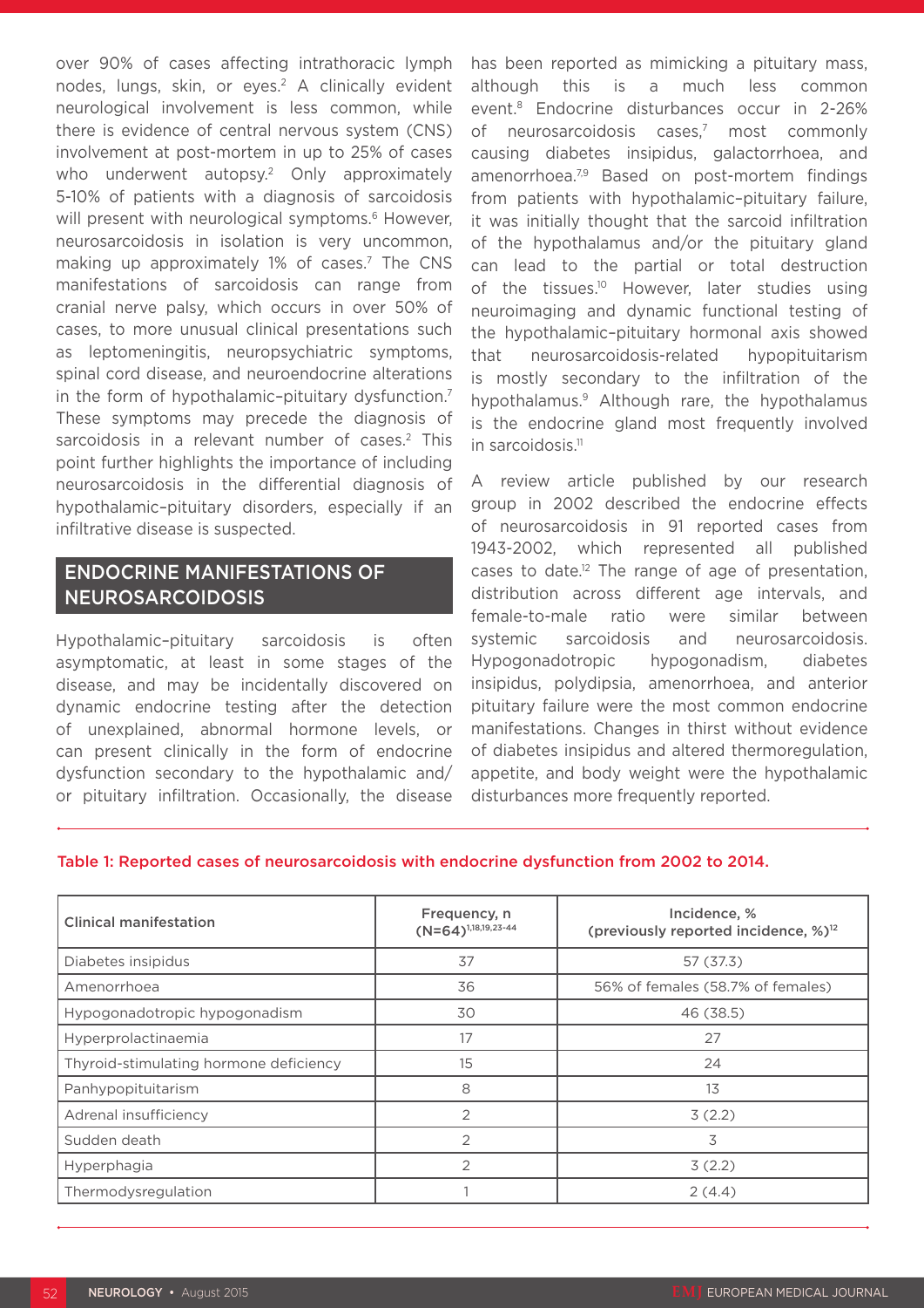over 90% of cases affecting intrathoracic lymph nodes, lungs, skin, or eyes.[2] A clinically evident neurological involvement is less common, while there is evidence of central nervous system (CNS) involvement at post-mortem in up to 25% of cases who underwent autopsy.[2] Only approximately 5-10% of patients with a diagnosis of sarcoidosis will present with neurological symptoms.[6] However, neurosarcoidosis in isolation is very uncommon, making up approximately 1% of cases.[7] The CNS manifestations of sarcoidosis can range from cranial nerve palsy, which occurs in over 50% of cases, to more unusual clinical presentations such as leptomeningitis, neuropsychiatric symptoms, spinal cord disease, and neuroendocrine alterations in the form of hypothalamic–pituitary dysfunction.[7] These symptoms may precede the diagnosis of sarcoidosis in a relevant number of cases.[2] This point further highlights the importance of including neurosarcoidosis in the differential diagnosis of hypothalamic–pituitary disorders, especially if an infiltrative disease is suspected.

## ENDOCRINE MANIFESTATIONS OF NEUROSARCOIDOSIS

Hypothalamic–pituitary sarcoidosis is often asymptomatic, at least in some stages of the disease, and may be incidentally discovered on dynamic endocrine testing after the detection of unexplained, abnormal hormone levels, or can present clinically in the form of endocrine dysfunction secondary to the hypothalamic and/or pituitary infiltration. Occasionally, the disease has been reported as mimicking a pituitary mass, although this is a much less common event.[8] Endocrine disturbances occur in 2-26% of neurosarcoidosis cases,[7] most commonly causing diabetes insipidus, galactorrhoea, and amenorrhoea.[7,9] Based on post-mortem findings from patients with hypothalamic-pituitary failure, it was initially thought that the sarcoid infiltration of the hypothalamus and/or the pituitary gland can lead to the partial or total destruction of the tissues.[10] However, later studies using neuroimaging and dynamic functional testing of the hypothalamic–pituitary hormonal axis showed that neurosarcoidosis-related hypopituitarism is mostly secondary to the infiltration of the hypothalamus.[9] Although rare, the hypothalamus is the endocrine gland most frequently involved in sarcoidosis.[11]

A review article published by our research group in 2002 described the endocrine effects of neurosarcoidosis in 91 reported cases from 1943-2002, which represented all published cases to date.[12] The range of age of presentation, distribution across different age intervals, and female-to-male ratio were similar between systemic sarcoidosis and neurosarcoidosis. Hypogonadotropic hypogonadism, diabetes insipidus, polydipsia, amenorrhoea, and anterior pituitary failure were the most common endocrine manifestations. Changes in thirst without evidence of diabetes insipidus and altered thermoregulation, appetite, and body weight were the hypothalamic disturbances more frequently reported.

Table 1: Reported cases of neurosarcoidosis with endocrine dysfunction from 2002 to 2014.

| Clinical manifestation | Frequency, n (N=64)[1,18,19,23-44] | Incidence, % (previously reported incidence, %)[12] |
|---|---|---|
| Diabetes insipidus | 37 | 57 (37.3) |
| Amenorrhoea | 36 | 56% of females (58.7% of females) |
| Hypogonadotropic hypogonadism | 30 | 46 (38.5) |
| Hyperprolactinaemia | 17 | 27 |
| Thyroid-stimulating hormone deficiency | 15 | 24 |
| Panhypopituitarism | 8 | 13 |
| Adrenal insufficiency | 2 | 3 (2.2) |
| Sudden death | 2 | 3 |
| Hyperphagia | 2 | 3 (2.2) |
| Thermodysregulation | 1 | 2 (4.4) |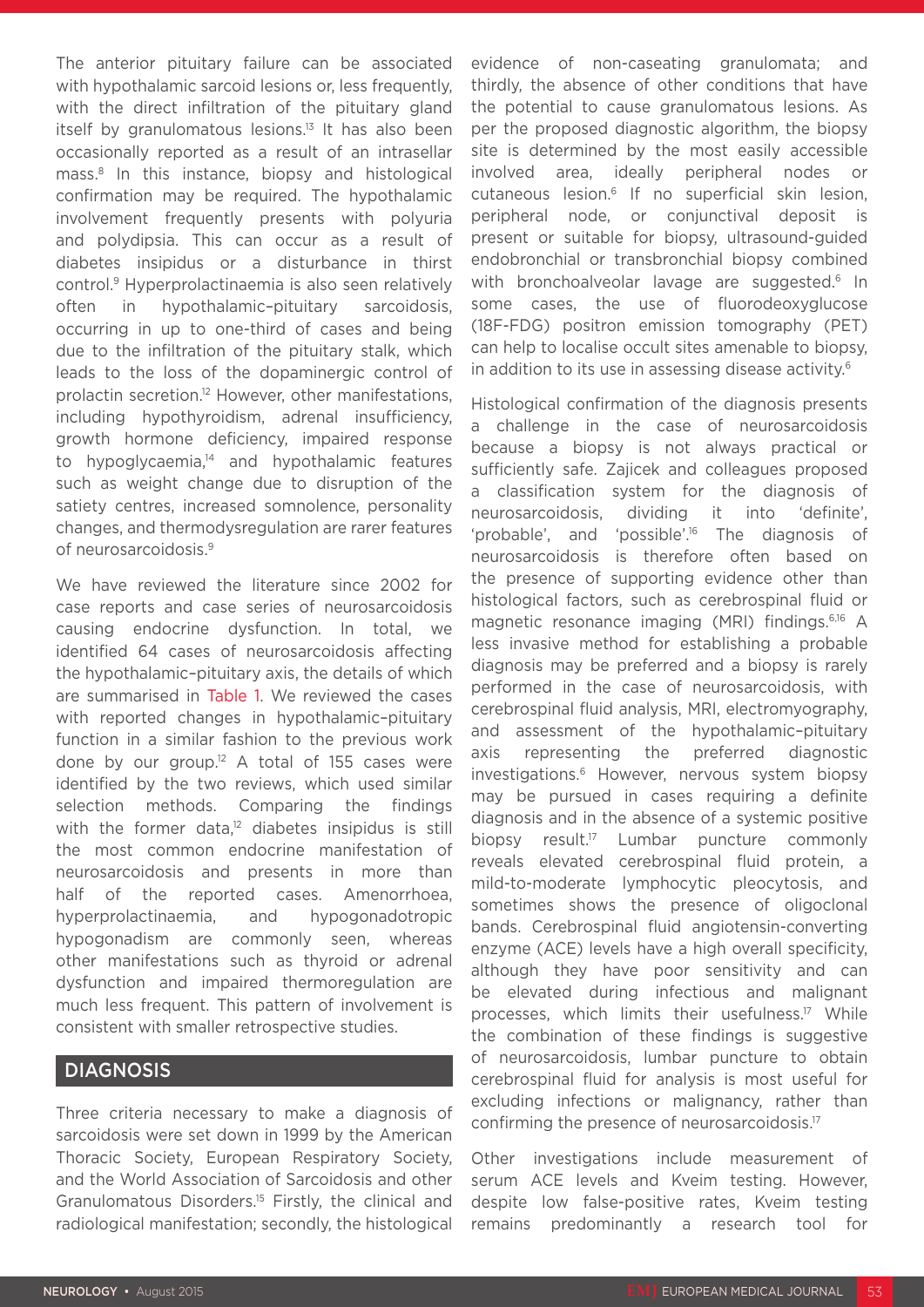The anterior pituitary failure can be associated with hypothalamic sarcoid lesions or, less frequently, with the direct infiltration of the pituitary gland itself by granulomatous lesions.[13] It has also been occasionally reported as a result of an intrasellar mass.[8] In this instance, biopsy and histological confirmation may be required. The hypothalamic involvement frequently presents with polyuria and polydipsia. This can occur as a result of diabetes insipidus or a disturbance in thirst control.[9] Hyperprolactinaemia is also seen relatively often in hypothalamic–pituitary sarcoidosis, occurring in up to one-third of cases and being due to the infiltration of the pituitary stalk, which leads to the loss of the dopaminergic control of prolactin secretion.[12] However, other manifestations, including hypothyroidism, adrenal insufficiency, growth hormone deficiency, impaired response to hypoglycaemia,[14] and hypothalamic features such as weight change due to disruption of the satiety centres, increased somnolence, personality changes, and thermodysregulation are rarer features of neurosarcoidosis.[9]

We have reviewed the literature since 2002 for case reports and case series of neurosarcoidosis causing endocrine dysfunction. In total, we identified 64 cases of neurosarcoidosis affecting the hypothalamic–pituitary axis, the details of which are summarised in Table 1. We reviewed the cases with reported changes in hypothalamic–pituitary function in a similar fashion to the previous work done by our group.[12] A total of 155 cases were identified by the two reviews, which used similar selection methods. Comparing the findings with the former data,[12] diabetes insipidus is still the most common endocrine manifestation of neurosarcoidosis and presents in more than half of the reported cases. Amenorrhoea, hyperprolactinaemia, and hypogonadotropic hypogonadism are commonly seen, whereas other manifestations such as thyroid or adrenal dysfunction and impaired thermoregulation are much less frequent. This pattern of involvement is consistent with smaller retrospective studies.

## DIAGNOSIS

Three criteria necessary to make a diagnosis of sarcoidosis were set down in 1999 by the American Thoracic Society, European Respiratory Society, and the World Association of Sarcoidosis and other Granulomatous Disorders.[15] Firstly, the clinical and radiological manifestation; secondly, the histological evidence of non-caseating granulomata; and thirdly, the absence of other conditions that have the potential to cause granulomatous lesions. As per the proposed diagnostic algorithm, the biopsy site is determined by the most easily accessible involved area, ideally peripheral nodes or cutaneous lesion.[6] If no superficial skin lesion, peripheral node, or conjunctival deposit is present or suitable for biopsy, ultrasound-guided endobronchial or transbronchial biopsy combined with bronchoalveolar lavage are suggested.[6] In some cases, the use of fluorodeoxyglucose (18F-FDG) positron emission tomography (PET) can help to localise occult sites amenable to biopsy, in addition to its use in assessing disease activity.[6]

Histological confirmation of the diagnosis presents a challenge in the case of neurosarcoidosis because a biopsy is not always practical or sufficiently safe. Zajicek and colleagues proposed a classification system for the diagnosis of neurosarcoidosis, dividing it into 'definite', 'probable', and 'possible'.[16] The diagnosis of neurosarcoidosis is therefore often based on the presence of supporting evidence other than histological factors, such as cerebrospinal fluid or magnetic resonance imaging (MRI) findings.[6,16] A less invasive method for establishing a probable diagnosis may be preferred and a biopsy is rarely performed in the case of neurosarcoidosis, with cerebrospinal fluid analysis, MRI, electromyography, and assessment of the hypothalamic–pituitary axis representing the preferred diagnostic investigations.[6] However, nervous system biopsy may be pursued in cases requiring a definite diagnosis and in the absence of a systemic positive biopsy result.[17] Lumbar puncture commonly reveals elevated cerebrospinal fluid protein, a mild-to-moderate lymphocytic pleocytosis, and sometimes shows the presence of oligoclonal bands. Cerebrospinal fluid angiotensin-converting enzyme (ACE) levels have a high overall specificity, although they have poor sensitivity and can be elevated during infectious and malignant processes, which limits their usefulness.[17] While the combination of these findings is suggestive of neurosarcoidosis, lumbar puncture to obtain cerebrospinal fluid for analysis is most useful for excluding infections or malignancy, rather than confirming the presence of neurosarcoidosis.[17]

Other investigations include measurement of serum ACE levels and Kveim testing. However, despite low false-positive rates, Kveim testing remains predominantly a research tool for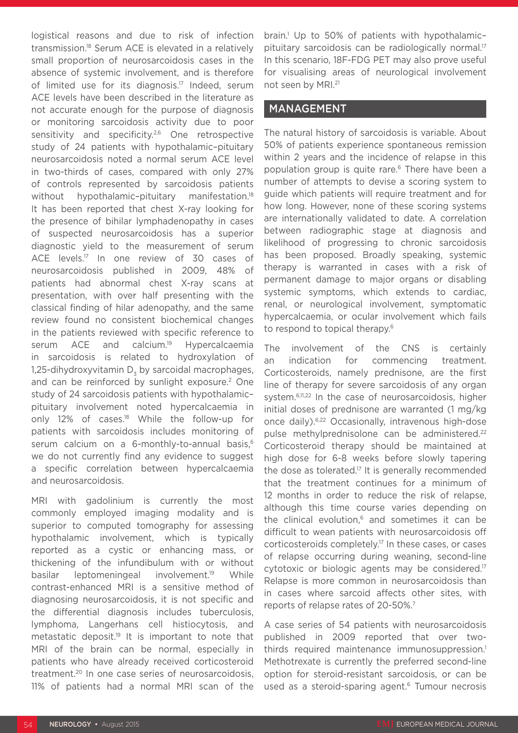logistical reasons and due to risk of infection transmission.[18] Serum ACE is elevated in a relatively small proportion of neurosarcoidosis cases in the absence of systemic involvement, and is therefore of limited use for its diagnosis.[17] Indeed, serum ACE levels have been described in the literature as not accurate enough for the purpose of diagnosis or monitoring sarcoidosis activity due to poor sensitivity and specificity.[2,6] One retrospective study of 24 patients with hypothalamic–pituitary neurosarcoidosis noted a normal serum ACE level in two-thirds of cases, compared with only 27% of controls represented by sarcoidosis patients without hypothalamic–pituitary manifestation.[18] It has been reported that chest X-ray looking for the presence of bihilar lymphadenopathy in cases of suspected neurosarcoidosis has a superior diagnostic yield to the measurement of serum ACE levels.[17] In one review of 30 cases of neurosarcoidosis published in 2009, 48% of patients had abnormal chest X-ray scans at presentation, with over half presenting with the classical finding of hilar adenopathy, and the same review found no consistent biochemical changes in the patients reviewed with specific reference to serum ACE and calcium.[19] Hypercalcaemia in sarcoidosis is related to hydroxylation of 1,25-dihydroxyvitamin $D_3$ by sarcoidal macrophages, and can be reinforced by sunlight exposure.[2] One study of 24 sarcoidosis patients with hypothalamic–pituitary involvement noted hypercalcaemia in only 12% of cases.[18] While the follow-up for patients with sarcoidosis includes monitoring of serum calcium on a 6-monthly-to-annual basis,[6] we do not currently find any evidence to suggest a specific correlation between hypercalcaemia and neurosarcoidosis.

MRI with gadolinium is currently the most commonly employed imaging modality and is superior to computed tomography for assessing hypothalamic involvement, which is typically reported as a cystic or enhancing mass, or thickening of the infundibulum with or without basilar leptomeningeal involvement.[19] While contrast-enhanced MRI is a sensitive method of diagnosing neurosarcoidosis, it is not specific and the differential diagnosis includes tuberculosis, lymphoma, Langerhans cell histiocytosis, and metastatic deposit.[19] It is important to note that MRI of the brain can be normal, especially in patients who have already received corticosteroid treatment.[20] In one case series of neurosarcoidosis, 11% of patients had a normal MRI scan of the brain.[1] Up to 50% of patients with hypothalamic–pituitary sarcoidosis can be radiologically normal.[17] In this scenario, 18F-FDG PET may also prove useful for visualising areas of neurological involvement not seen by MRI.[21]

## MANAGEMENT

The natural history of sarcoidosis is variable. About 50% of patients experience spontaneous remission within 2 years and the incidence of relapse in this population group is quite rare.[6] There have been a number of attempts to devise a scoring system to guide which patients will require treatment and for how long. However, none of these scoring systems are internationally validated to date. A correlation between radiographic stage at diagnosis and likelihood of progressing to chronic sarcoidosis has been proposed. Broadly speaking, systemic therapy is warranted in cases with a risk of permanent damage to major organs or disabling systemic symptoms, which extends to cardiac, renal, or neurological involvement, symptomatic hypercalcaemia, or ocular involvement which fails to respond to topical therapy.[6]

The involvement of the CNS is certainly an indication for commencing treatment. Corticosteroids, namely prednisone, are the first line of therapy for severe sarcoidosis of any organ system.[6,11,22] In the case of neurosarcoidosis, higher initial doses of prednisone are warranted (1 mg/kg once daily).[6,22] Occasionally, intravenous high-dose pulse methylprednisolone can be administered.[22] Corticosteroid therapy should be maintained at high dose for 6-8 weeks before slowly tapering the dose as tolerated.[17] It is generally recommended that the treatment continues for a minimum of 12 months in order to reduce the risk of relapse, although this time course varies depending on the clinical evolution,[6] and sometimes it can be difficult to wean patients with neurosarcoidosis off corticosteroids completely.[17] In these cases, or cases of relapse occurring during weaning, second-line cytotoxic or biologic agents may be considered.[17] Relapse is more common in neurosarcoidosis than in cases where sarcoid affects other sites, with reports of relapse rates of 20-50%.[7]

A case series of 54 patients with neurosarcoidosis published in 2009 reported that over two-thirds required maintenance immunosuppression.[1] Methotrexate is currently the preferred second-line option for steroid-resistant sarcoidosis, or can be used as a steroid-sparing agent.[6] Tumour necrosis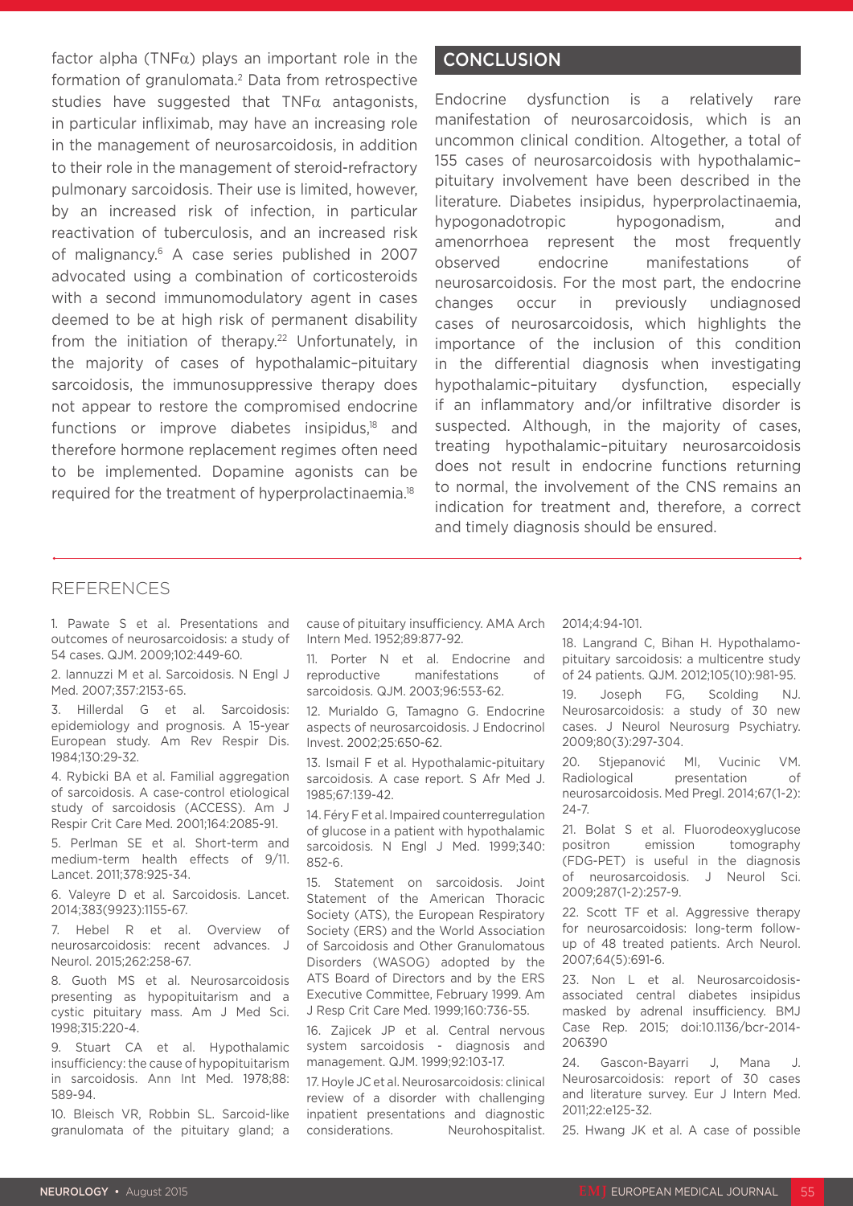factor alpha (TNFα) plays an important role in the formation of granulomata.[2] Data from retrospective studies have suggested that TNFα antagonists, in particular infliximab, may have an increasing role in the management of neurosarcoidosis, in addition to their role in the management of steroid-refractory pulmonary sarcoidosis. Their use is limited, however, by an increased risk of infection, in particular reactivation of tuberculosis, and an increased risk of malignancy.[6] A case series published in 2007 advocated using a combination of corticosteroids with a second immunomodulatory agent in cases deemed to be at high risk of permanent disability from the initiation of therapy.[22] Unfortunately, in the majority of cases of hypothalamic–pituitary sarcoidosis, the immunosuppressive therapy does not appear to restore the compromised endocrine functions or improve diabetes insipidus,[18] and therefore hormone replacement regimes often need to be implemented. Dopamine agonists can be required for the treatment of hyperprolactinaemia.[18]

## CONCLUSION

Endocrine dysfunction is a relatively rare manifestation of neurosarcoidosis, which is an uncommon clinical condition. Altogether, a total of 155 cases of neurosarcoidosis with hypothalamic–pituitary involvement have been described in the literature. Diabetes insipidus, hyperprolactinaemia, hypogonadotropic hypogonadism, and amenorrhoea represent the most frequently observed endocrine manifestations of neurosarcoidosis. For the most part, the endocrine changes occur in previously undiagnosed cases of neurosarcoidosis, which highlights the importance of the inclusion of this condition in the differential diagnosis when investigating hypothalamic–pituitary dysfunction, especially if an inflammatory and/or infiltrative disorder is suspected. Although, in the majority of cases, treating hypothalamic–pituitary neurosarcoidosis does not result in endocrine functions returning to normal, the involvement of the CNS remains an indication for treatment and, therefore, a correct and timely diagnosis should be ensured.

## REFERENCES

1. Pawate S et al. Presentations and outcomes of neurosarcoidosis: a study of 54 cases. QJM. 2009;102:449-60.
2. Iannuzzi M et al. Sarcoidosis. N Engl J Med. 2007;357:2153-65.
3. Hillerdal G et al. Sarcoidosis: epidemiology and prognosis. A 15-year European study. Am Rev Respir Dis. 1984;130:29-32.
4. Rybicki BA et al. Familial aggregation of sarcoidosis. A case-control etiological study of sarcoidosis (ACCESS). Am J Respir Crit Care Med. 2001;164:2085-91.
5. Perlman SE et al. Short-term and medium-term health effects of 9/11. Lancet. 2011;378:925-34.
6. Valeyre D et al. Sarcoidosis. Lancet. 2014;383(9923):1155-67.
7. Hebel R et al. Overview of neurosarcoidosis: recent advances. J Neurol. 2015;262:258-67.
8. Guoth MS et al. Neurosarcoidosis presenting as hypopituitarism and a cystic pituitary mass. Am J Med Sci. 1998;315:220-4.
9. Stuart CA et al. Hypothalamic insufficiency: the cause of hypopituitarism in sarcoidosis. Ann Int Med. 1978;88: 589-94.
10. Bleisch VR, Robbin SL. Sarcoid-like granulomata of the pituitary gland; a cause of pituitary insufficiency. AMA Arch Intern Med. 1952;89:877-92.
11. Porter N et al. Endocrine and reproductive manifestations of sarcoidosis. QJM. 2003;96:553-62.
12. Murialdo G, Tamagno G. Endocrine aspects of neurosarcoidosis. J Endocrinol Invest. 2002;25:650-62.
13. Ismail F et al. Hypothalamic-pituitary sarcoidosis. A case report. S Afr Med J. 1985;67:139-42.
14. Féry F et al. Impaired counterregulation of glucose in a patient with hypothalamic sarcoidosis. N Engl J Med. 1999;340: 852-6.
15. Statement on sarcoidosis. Joint Statement of the American Thoracic Society (ATS), the European Respiratory Society (ERS) and the World Association of Sarcoidosis and Other Granulomatous Disorders (WASOG) adopted by the ATS Board of Directors and by the ERS Executive Committee, February 1999. Am J Resp Crit Care Med. 1999;160:736-55.
16. Zajicek JP et al. Central nervous system sarcoidosis - diagnosis and management. QJM. 1999;92:103-17.
17. Hoyle JC et al. Neurosarcoidosis: clinical review of a disorder with challenging inpatient presentations and diagnostic considerations. Neurohospitalist. 2014;4:94-101.
18. Langrand C, Bihan H. Hypothalamo-pituitary sarcoidosis: a multicentre study of 24 patients. QJM. 2012;105(10):981-95.
19. Joseph FG, Scolding NJ. Neurosarcoidosis: a study of 30 new cases. J Neurol Neurosurg Psychiatry. 2009;80(3):297-304.
20. Stjepanović MI, Vucinic VM. Radiological presentation of neurosarcoidosis. Med Pregl. 2014;67(1-2): 24-7.
21. Bolat S et al. Fluorodeoxyglucose positron emission tomography (FDG-PET) is useful in the diagnosis of neurosarcoidosis. J Neurol Sci. 2009;287(1-2):257-9.
22. Scott TF et al. Aggressive therapy for neurosarcoidosis: long-term follow-up of 48 treated patients. Arch Neurol. 2007;64(5):691-6.
23. Non L et al. Neurosarcoidosis-associated central diabetes insipidus masked by adrenal insufficiency. BMJ Case Rep. 2015; doi:10.1136/bcr-2014-206390
24. Gascon-Bayarri J, Mana J. Neurosarcoidosis: report of 30 cases and literature survey. Eur J Intern Med. 2011;22:e125-32.
25. Hwang JK et al. A case of possible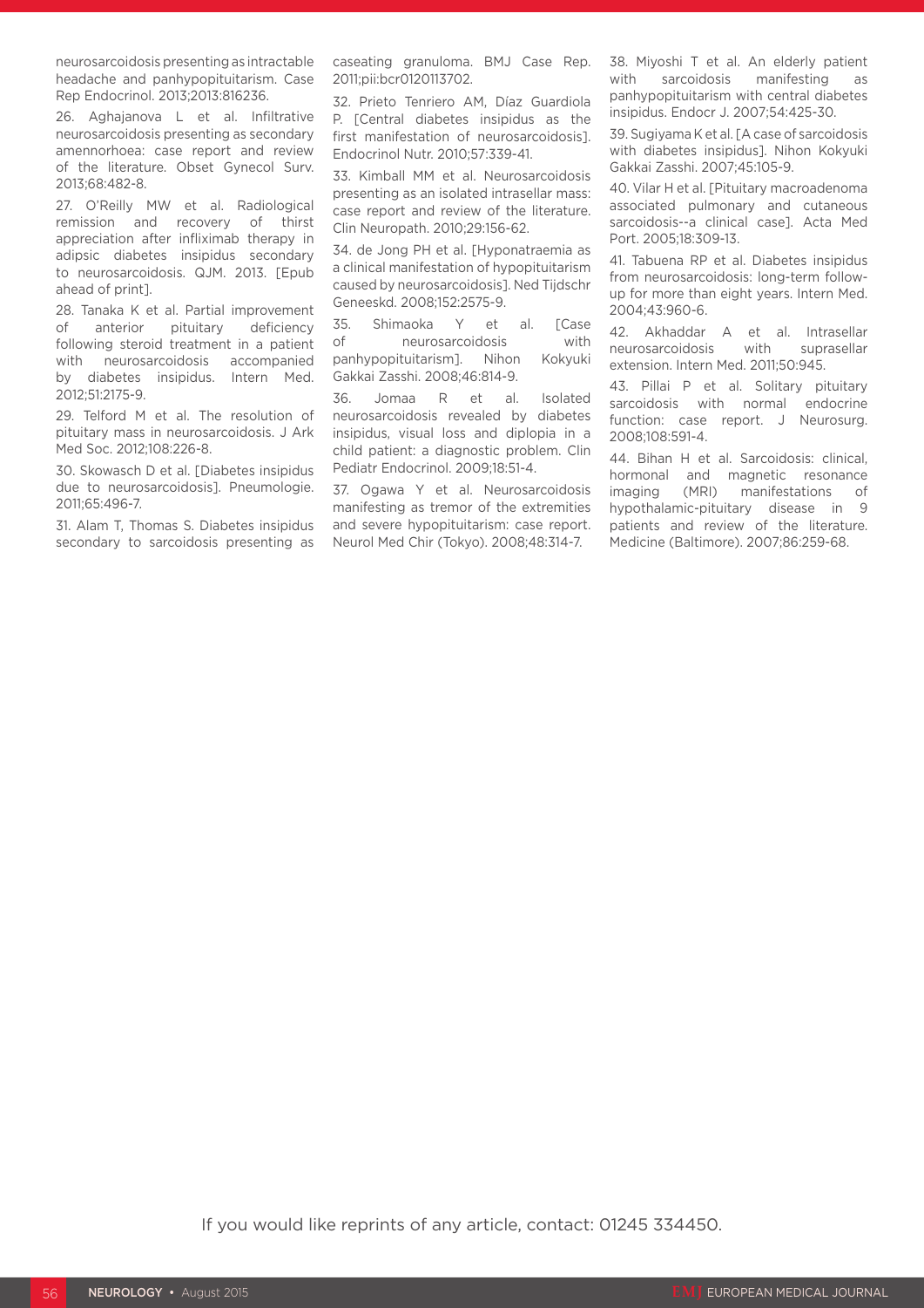neurosarcoidosis presenting as intractable headache and panhypopituitarism. Case Rep Endocrinol. 2013;2013:816236.

26. Aghajanova L et al. Infiltrative neurosarcoidosis presenting as secondary amennorhoea: case report and review of the literature. Obset Gynecol Surv. 2013;68:482-8.

27. O'Reilly MW et al. Radiological remission and recovery of thirst appreciation after infliximab therapy in adipsic diabetes insipidus secondary to neurosarcoidosis. QJM. 2013. [Epub ahead of print].

28. Tanaka K et al. Partial improvement of anterior pituitary deficiency following steroid treatment in a patient with neurosarcoidosis accompanied by diabetes insipidus. Intern Med. 2012;51:2175-9.

29. Telford M et al. The resolution of pituitary mass in neurosarcoidosis. J Ark Med Soc. 2012;108:226-8.

30. Skowasch D et al. [Diabetes insipidus due to neurosarcoidosis]. Pneumologie. 2011;65:496-7.

31. Alam T, Thomas S. Diabetes insipidus secondary to sarcoidosis presenting as caseating granuloma. BMJ Case Rep. 2011;pii:bcr0120113702.

32. Prieto Tenriero AM, Díaz Guardiola P. [Central diabetes insipidus as the first manifestation of neurosarcoidosis]. Endocrinol Nutr. 2010;57:339-41.

33. Kimball MM et al. Neurosarcoidosis presenting as an isolated intrasellar mass: case report and review of the literature. Clin Neuropath. 2010;29:156-62.

34. de Jong PH et al. [Hyponatraemia as a clinical manifestation of hypopituitarism caused by neurosarcoidosis]. Ned Tijdschr Geneeskd. 2008;152:2575-9.

35. Shimaoka Y et al. [Case of neurosarcoidosis with panhypopituitarism]. Nihon Kokyuki Gakkai Zasshi. 2008;46:814-9.

36. Jomaa R et al. Isolated neurosarcoidosis revealed by diabetes insipidus, visual loss and diplopia in a child patient: a diagnostic problem. Clin Pediatr Endocrinol. 2009;18:51-4.

37. Ogawa Y et al. Neurosarcoidosis manifesting as tremor of the extremities and severe hypopituitarism: case report. Neurol Med Chir (Tokyo). 2008;48:314-7.

38. Miyoshi T et al. An elderly patient with sarcoidosis manifesting as panhypopituitarism with central diabetes insipidus. Endocr J. 2007;54:425-30.

39. Sugiyama K et al. [A case of sarcoidosis with diabetes insipidus]. Nihon Kokyuki Gakkai Zasshi. 2007;45:105-9.

40. Vilar H et al. [Pituitary macroadenoma associated pulmonary and cutaneous sarcoidosis--a clinical case]. Acta Med Port. 2005;18:309-13.

41. Tabuena RP et al. Diabetes insipidus from neurosarcoidosis: long-term follow-up for more than eight years. Intern Med. 2004;43:960-6.

42. Akhaddar A et al. Intrasellar neurosarcoidosis with suprasellar extension. Intern Med. 2011;50:945.

43. Pillai P et al. Solitary pituitary sarcoidosis with normal endocrine function: case report. J Neurosurg. 2008;108:591-4.

44. Bihan H et al. Sarcoidosis: clinical, hormonal and magnetic resonance imaging (MRI) manifestations of hypothalamic-pituitary disease in 9 patients and review of the literature. Medicine (Baltimore). 2007;86:259-68.

If you would like reprints of any article, contact: 01245 334450.